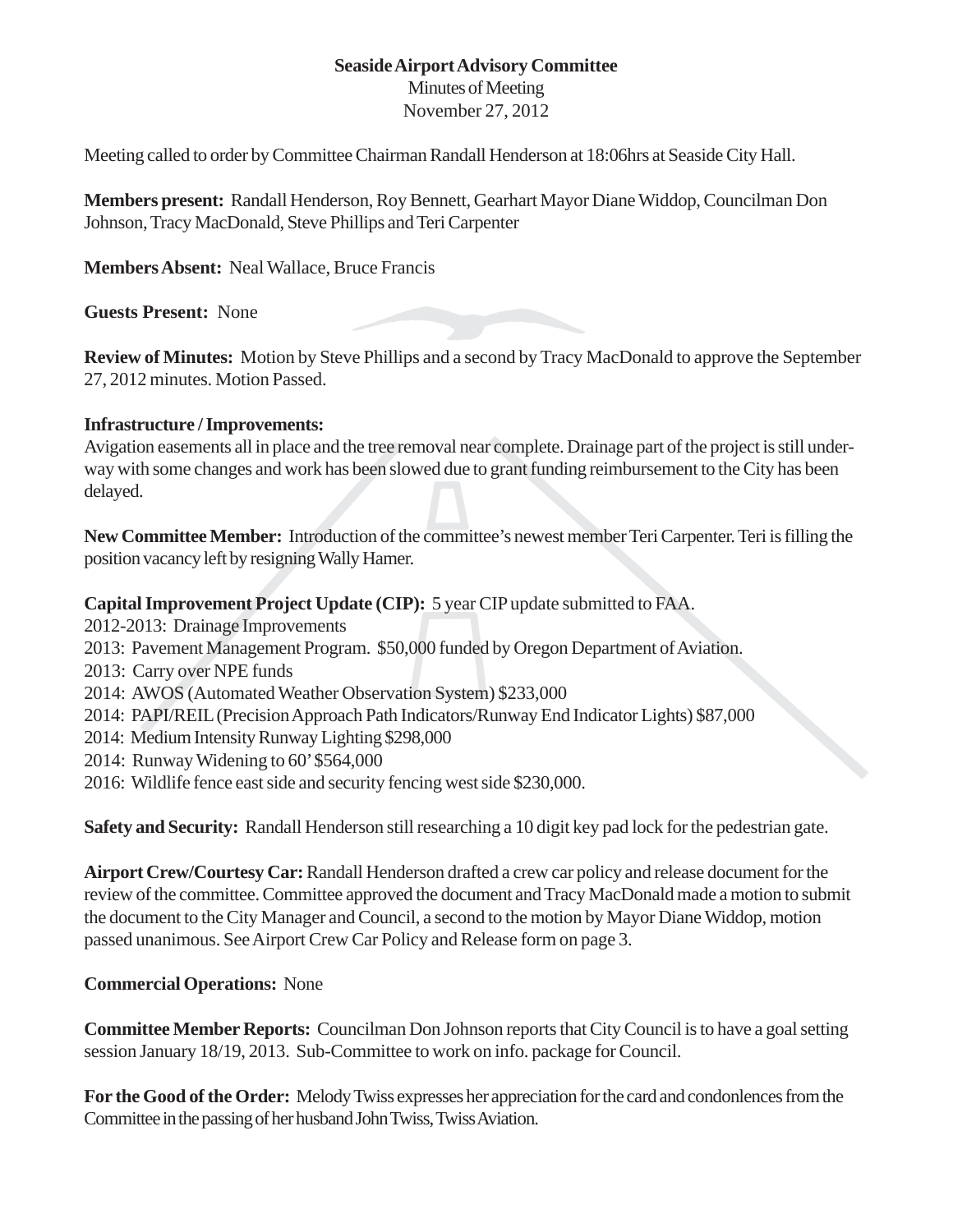**Seaside Airport Advisory Committee**

Minutes of Meeting

November 27, 2012

Meeting called to order by Committee Chairman Randall Henderson at 18:06hrs at Seaside City Hall.

**Members present:** Randall Henderson, Roy Bennett, Gearhart Mayor Diane Widdop, Councilman Don Johnson, Tracy MacDonald, Steve Phillips and Teri Carpenter

**Members Absent:** Neal Wallace, Bruce Francis

**Guests Present:** None

**Review of Minutes:** Motion by Steve Phillips and a second by Tracy MacDonald to approve the September 27, 2012 minutes. Motion Passed.

**Infrastructure / Improvements:**

Avigation easements all in place and the tree removal near complete. Drainage part of the project is still underway with some changes and work has been slowed due to grant funding reimbursement to the City has been delayed.

**New Committee Member:** Introduction of the committee's newest member Teri Carpenter. Teri is filling the position vacancy left by resigning Wally Hamer.

**Capital Improvement Project Update (CIP):** 5 year CIP update submitted to FAA.

2012-2013: Drainage Improvements

2013: Pavement Management Program. $50,000 funded by Oregon Department of Aviation.

2013: Carry over NPE funds

2014: AWOS (Automated Weather Observation System) $233,000

2014: PAPI/REIL (Precision Approach Path Indicators/Runway End Indicator Lights) $87,000

2014: Medium Intensity Runway Lighting $298,000

2014: Runway Widening to 60' $564,000

2016: Wildlife fence east side and security fencing west side $230,000.

**Safety and Security:** Randall Henderson still researching a 10 digit key pad lock for the pedestrian gate.

**Airport Crew/Courtesy Car:** Randall Henderson drafted a crew car policy and release document for the review of the committee. Committee approved the document and Tracy MacDonald made a motion to submit the document to the City Manager and Council, a second to the motion by Mayor Diane Widdop, motion passed unanimous. See Airport Crew Car Policy and Release form on page 3.

**Commercial Operations:** None

**Committee Member Reports:** Councilman Don Johnson reports that City Council is to have a goal setting session January 18/19, 2013. Sub-Committee to work on info. package for Council.

**For the Good of the Order:** Melody Twiss expresses her appreciation for the card and condonlences from the Committee in the passing of her husband John Twiss, Twiss Aviation.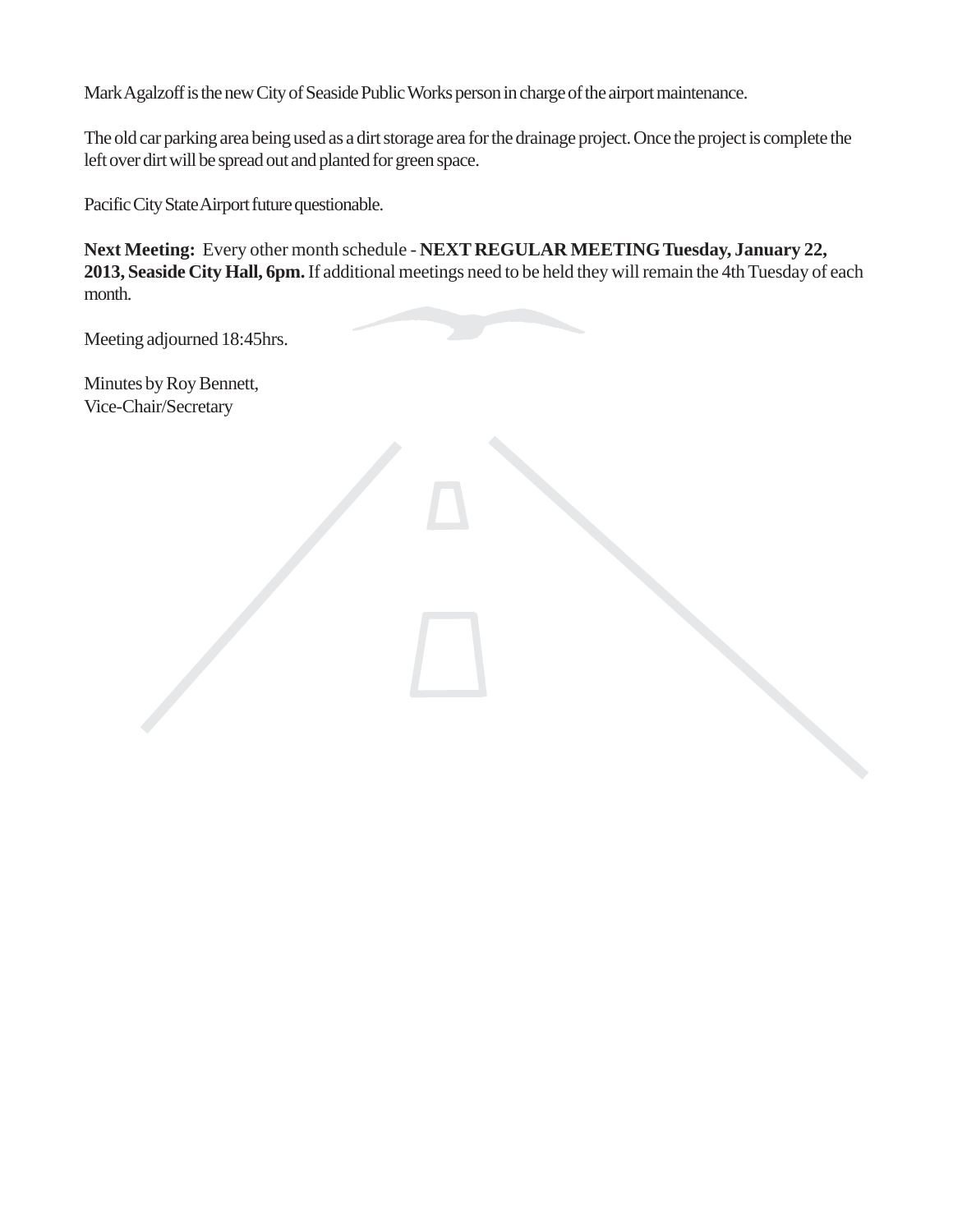Mark Agalzoff is the new City of Seaside Public Works person in charge of the airport maintenance.

The old car parking area being used as a dirt storage area for the drainage project. Once the project is complete the left over dirt will be spread out and planted for green space.

Pacific City State Airport future questionable.

**Next Meeting:** Every other month schedule - **NEXT REGULAR MEETING Tuesday, January 22, 2013, Seaside City Hall, 6pm.** If additional meetings need to be held they will remain the 4th Tuesday of each month.

Meeting adjourned 18:45hrs.

Minutes by Roy Bennett,
Vice-Chair/Secretary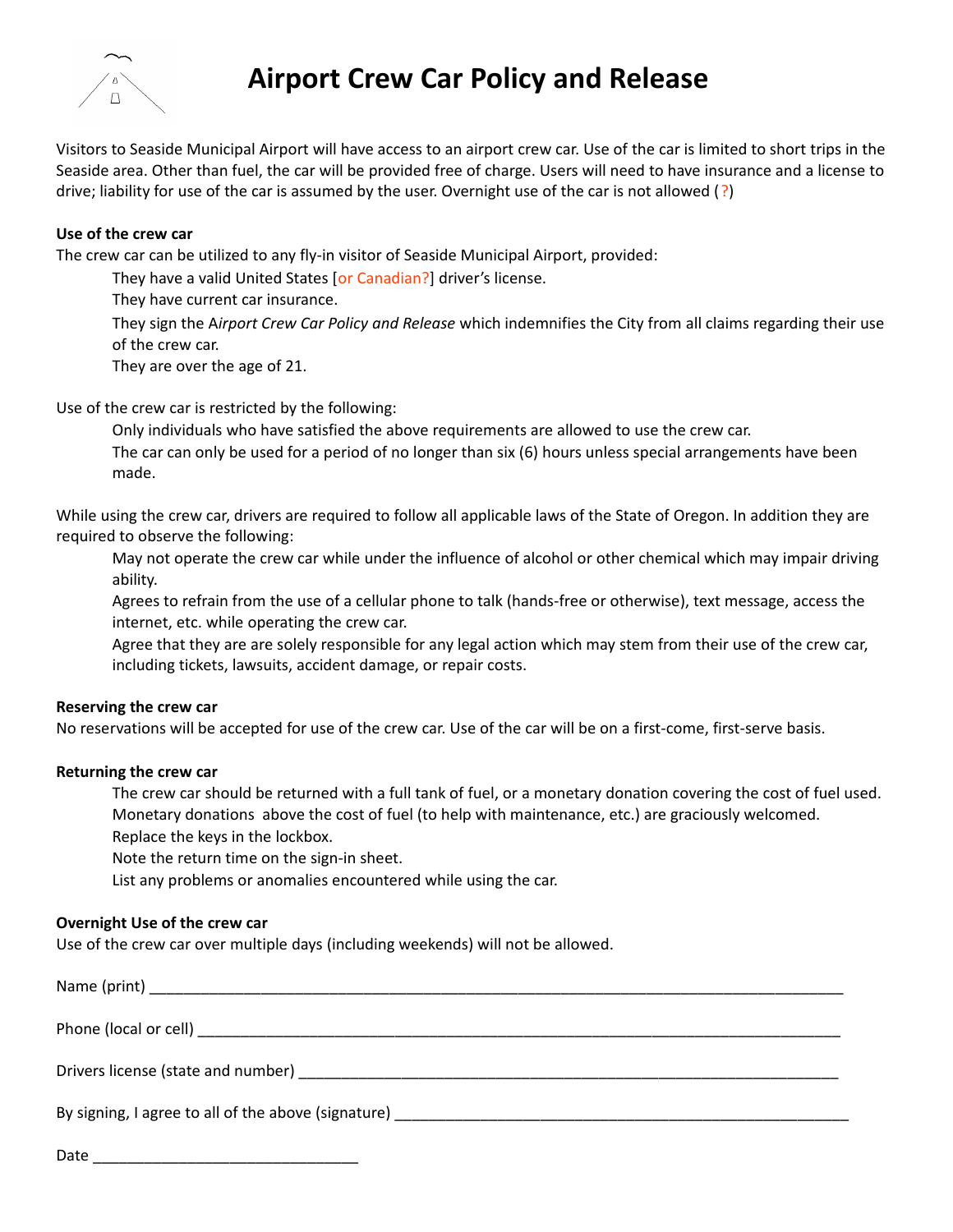# Airport Crew Car Policy and Release

Visitors to Seaside Municipal Airport will have access to an airport crew car. Use of the car is limited to short trips in the Seaside area. Other than fuel, the car will be provided free of charge. Users will need to have insurance and a license to drive; liability for use of the car is assumed by the user. Overnight use of the car is not allowed (?)

**Use of the crew car**

The crew car can be utilized to any fly-in visitor of Seaside Municipal Airport, provided:

- They have a valid United States [or Canadian?] driver's license.
- They have current car insurance.
- They sign the A*irport Crew Car Policy and Release* which indemnifies the City from all claims regarding their use of the crew car.
- They are over the age of 21.

Use of the crew car is restricted by the following:

- Only individuals who have satisfied the above requirements are allowed to use the crew car.
- The car can only be used for a period of no longer than six (6) hours unless special arrangements have been made.

While using the crew car, drivers are required to follow all applicable laws of the State of Oregon. In addition they are required to observe the following:

- May not operate the crew car while under the influence of alcohol or other chemical which may impair driving ability.
- Agrees to refrain from the use of a cellular phone to talk (hands-free or otherwise), text message, access the internet, etc. while operating the crew car.
- Agree that they are are solely responsible for any legal action which may stem from their use of the crew car, including tickets, lawsuits, accident damage, or repair costs.

**Reserving the crew car**

No reservations will be accepted for use of the crew car. Use of the car will be on a first-come, first-serve basis.

**Returning the crew car**

- The crew car should be returned with a full tank of fuel, or a monetary donation covering the cost of fuel used.
- Monetary donations above the cost of fuel (to help with maintenance, etc.) are graciously welcomed.
- Replace the keys in the lockbox.
- Note the return time on the sign-in sheet.
- List any problems or anomalies encountered while using the car.

**Overnight Use of the crew car**

Use of the crew car over multiple days (including weekends) will not be allowed.

Name (print) ____________________________________________

Phone (local or cell) ____________________________________________

Drivers license (state and number) ____________________________________________

By signing, I agree to all of the above (signature) ____________________________________________

Date ______________________________